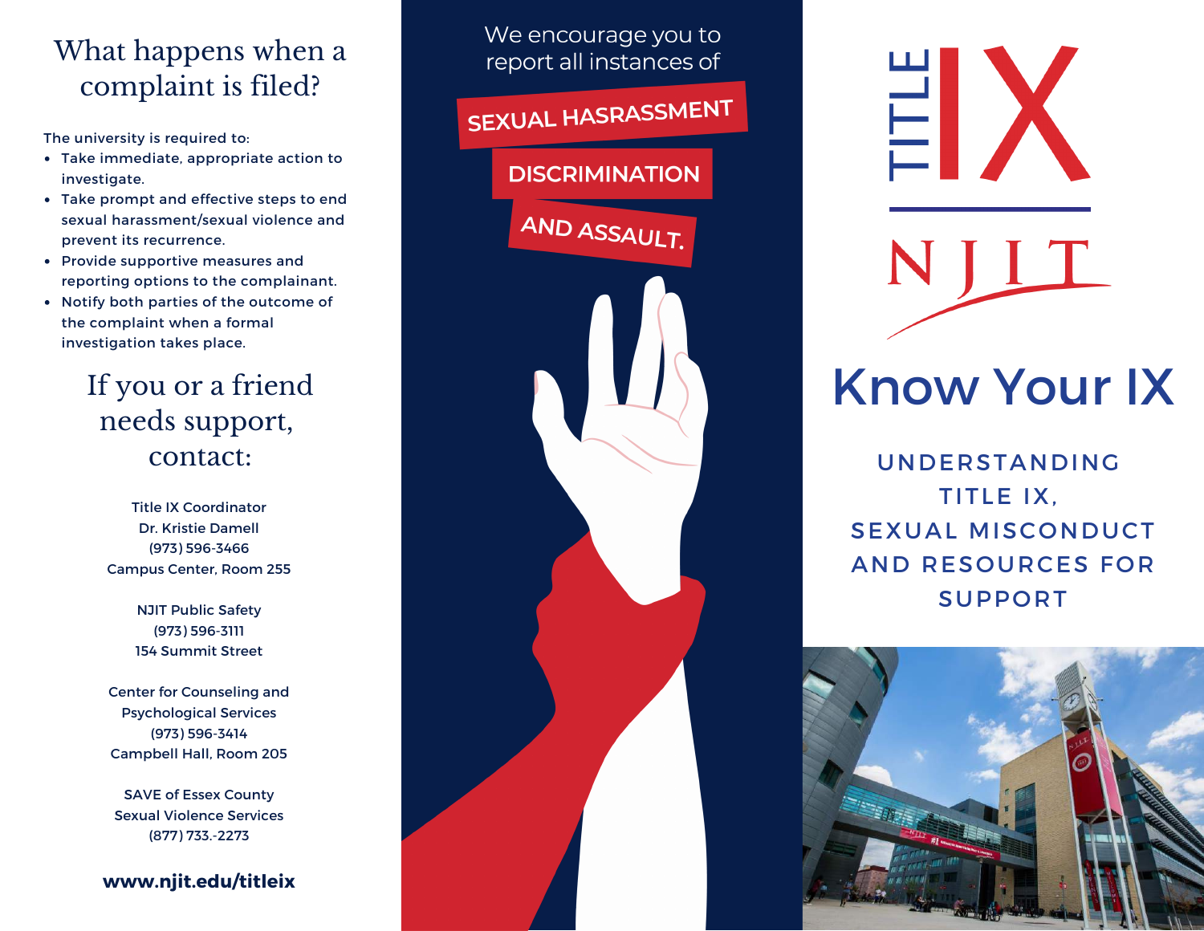# What happens when a complaint is filed?

The university is required to:

- Take immediate, appropriate action to investigate.
- Take prompt and effective steps to end sexual harassment/sexual violence and prevent its recurrence.
- Provide supportive measures and reporting options to the complainant.
- Notify both parties of the outcome of the complaint when a formal investigation takes place.

## If you or a friend needs support, contact:

Title IX Coordinator
Dr. Kristie Damell
(973) 596-3466
Campus Center, Room 255

NJIT Public Safety
(973) 596-3111
154 Summit Street

Center for Counseling and Psychological Services
(973) 596-3414
Campbell Hall, Room 205

SAVE of Essex County
Sexual Violence Services
(877) 733.-2273

**www.njit.edu/titleix**

We encourage you to report all instances of

**SEXUAL HASRASSMENT**

**DISCRIMINATION**

**AND ASSAULT.**

TITLE IX

NJIT

# Know Your IX

UNDERSTANDING TITLE IX, SEXUAL MISCONDUCT AND RESOURCES FOR SUPPORT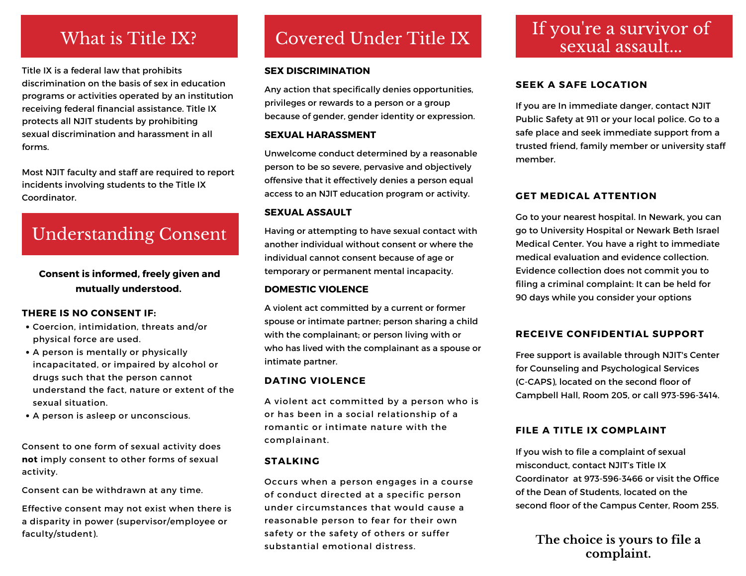## What is Title IX?

Title IX is a federal law that prohibits discrimination on the basis of sex in education programs or activities operated by an institution receiving federal financial assistance. Title IX protects all NJIT students by prohibiting sexual discrimination and harassment in all forms.

Most NJIT faculty and staff are required to report incidents involving students to the Title IX Coordinator.

## Understanding Consent

**Consent is informed, freely given and mutually understood.**

**THERE IS NO CONSENT IF:**

- Coercion, intimidation, threats and/or physical force are used.
- A person is mentally or physically incapacitated, or impaired by alcohol or drugs such that the person cannot understand the fact, nature or extent of the sexual situation.
- A person is asleep or unconscious.

Consent to one form of sexual activity does **not** imply consent to other forms of sexual activity.

Consent can be withdrawn at any time.

Effective consent may not exist when there is a disparity in power (supervisor/employee or faculty/student).

## Covered Under Title IX

**SEX DISCRIMINATION**

Any action that specifically denies opportunities, privileges or rewards to a person or a group because of gender, gender identity or expression.

**SEXUAL HARASSMENT**

Unwelcome conduct determined by a reasonable person to be so severe, pervasive and objectively offensive that it effectively denies a person equal access to an NJIT education program or activity.

**SEXUAL ASSAULT**

Having or attempting to have sexual contact with another individual without consent or where the individual cannot consent because of age or temporary or permanent mental incapacity.

**DOMESTIC VIOLENCE**

A violent act committed by a current or former spouse or intimate partner; person sharing a child with the complainant; or person living with or who has lived with the complainant as a spouse or intimate partner.

**DATING VIOLENCE**

A violent act committed by a person who is or has been in a social relationship of a romantic or intimate nature with the complainant.

**STALKING**

Occurs when a person engages in a course of conduct directed at a specific person under circumstances that would cause a reasonable person to fear for their own safety or the safety of others or suffer substantial emotional distress.

## If you're a survivor of sexual assault...

**SEEK A SAFE LOCATION**

If you are In immediate danger, contact NJIT Public Safety at 911 or your local police. Go to a safe place and seek immediate support from a trusted friend, family member or university staff member.

**GET MEDICAL ATTENTION**

Go to your nearest hospital. In Newark, you can go to University Hospital or Newark Beth Israel Medical Center. You have a right to immediate medical evaluation and evidence collection. Evidence collection does not commit you to filing a criminal complaint: It can be held for 90 days while you consider your options

**RECEIVE CONFIDENTIAL SUPPORT**

Free support is available through NJIT's Center for Counseling and Psychological Services (C-CAPS), located on the second floor of Campbell Hall, Room 205, or call 973-596-3414.

**FILE A TITLE IX COMPLAINT**

If you wish to file a complaint of sexual misconduct, contact NJIT's Title IX Coordinator at 973-596-3466 or visit the Office of the Dean of Students, located on the second floor of the Campus Center, Room 255.

**The choice is yours to file a complaint.**